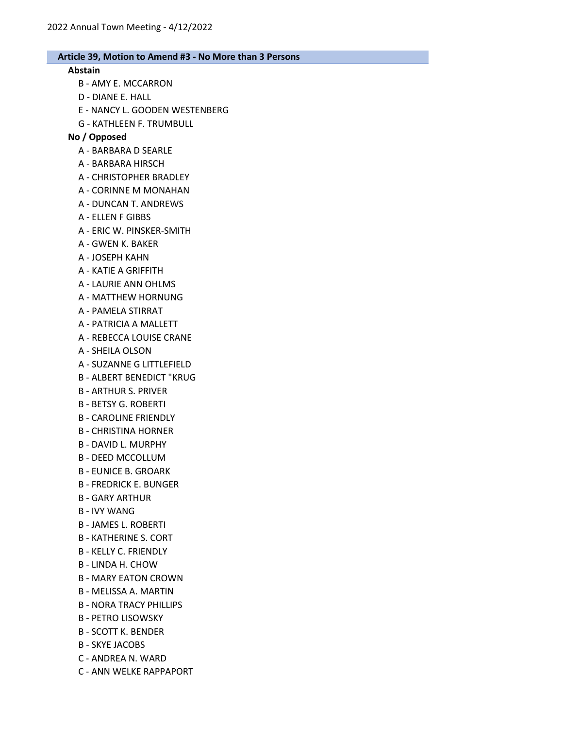## Article 39, Motion to Amend #3 - No More than 3 Persons

**Abstain**

- B - AMY E. MCCARRON
- D - DIANE E. HALL
- E - NANCY L. GOODEN WESTENBERG
- G - KATHLEEN F. TRUMBULL

**No / Opposed**

- A - BARBARA D SEARLE
- A - BARBARA HIRSCH
- A - CHRISTOPHER BRADLEY
- A - CORINNE M MONAHAN
- A - DUNCAN T. ANDREWS
- A - ELLEN F GIBBS
- A - ERIC W. PINSKER-SMITH
- A - GWEN K. BAKER
- A - JOSEPH KAHN
- A - KATIE A GRIFFITH
- A - LAURIE ANN OHLMS
- A - MATTHEW HORNUNG
- A - PAMELA STIRRAT
- A - PATRICIA A MALLETT
- A - REBECCA LOUISE CRANE
- A - SHEILA OLSON
- A - SUZANNE G LITTLEFIELD
- B - ALBERT BENEDICT "KRUG
- B - ARTHUR S. PRIVER
- B - BETSY G. ROBERTI
- B - CAROLINE FRIENDLY
- B - CHRISTINA HORNER
- B - DAVID L. MURPHY
- B - DEED MCCOLLUM
- B - EUNICE B. GROARK
- B - FREDRICK E. BUNGER
- B - GARY ARTHUR
- B - IVY WANG
- B - JAMES L. ROBERTI
- B - KATHERINE S. CORT
- B - KELLY C. FRIENDLY
- B - LINDA H. CHOW
- B - MARY EATON CROWN
- B - MELISSA A. MARTIN
- B - NORA TRACY PHILLIPS
- B - PETRO LISOWSKY
- B - SCOTT K. BENDER
- B - SKYE JACOBS
- C - ANDREA N. WARD
- C - ANN WELKE RAPPAPORT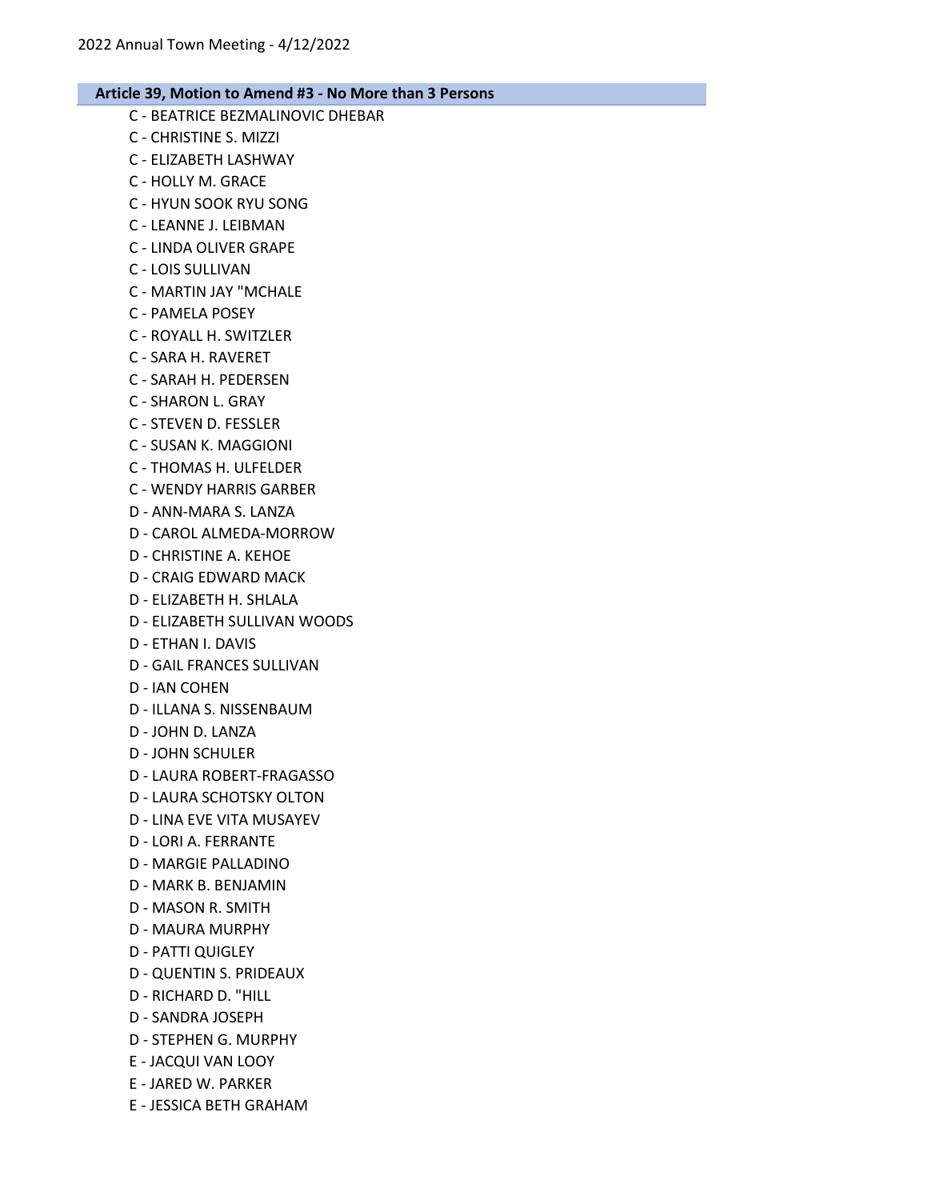## Article 39, Motion to Amend #3 - No More than 3 Persons

C - BEATRICE BEZMALINOVIC DHEBAR
C - CHRISTINE S. MIZZI
C - ELIZABETH LASHWAY
C - HOLLY M. GRACE
C - HYUN SOOK RYU SONG
C - LEANNE J. LEIBMAN
C - LINDA OLIVER GRAPE
C - LOIS SULLIVAN
C - MARTIN JAY "MCHALE
C - PAMELA POSEY
C - ROYALL H. SWITZLER
C - SARA H. RAVERET
C - SARAH H. PEDERSEN
C - SHARON L. GRAY
C - STEVEN D. FESSLER
C - SUSAN K. MAGGIONI
C - THOMAS H. ULFELDER
C - WENDY HARRIS GARBER
D - ANN-MARA S. LANZA
D - CAROL ALMEDA-MORROW
D - CHRISTINE A. KEHOE
D - CRAIG EDWARD MACK
D - ELIZABETH H. SHLALA
D - ELIZABETH SULLIVAN WOODS
D - ETHAN I. DAVIS
D - GAIL FRANCES SULLIVAN
D - IAN COHEN
D - ILLANA S. NISSENBAUM
D - JOHN D. LANZA
D - JOHN SCHULER
D - LAURA ROBERT-FRAGASSO
D - LAURA SCHOTSKY OLTON
D - LINA EVE VITA MUSAYEV
D - LORI A. FERRANTE
D - MARGIE PALLADINO
D - MARK B. BENJAMIN
D - MASON R. SMITH
D - MAURA MURPHY
D - PATTI QUIGLEY
D - QUENTIN S. PRIDEAUX
D - RICHARD D. "HILL
D - SANDRA JOSEPH
D - STEPHEN G. MURPHY
E - JACQUI VAN LOOY
E - JARED W. PARKER
E - JESSICA BETH GRAHAM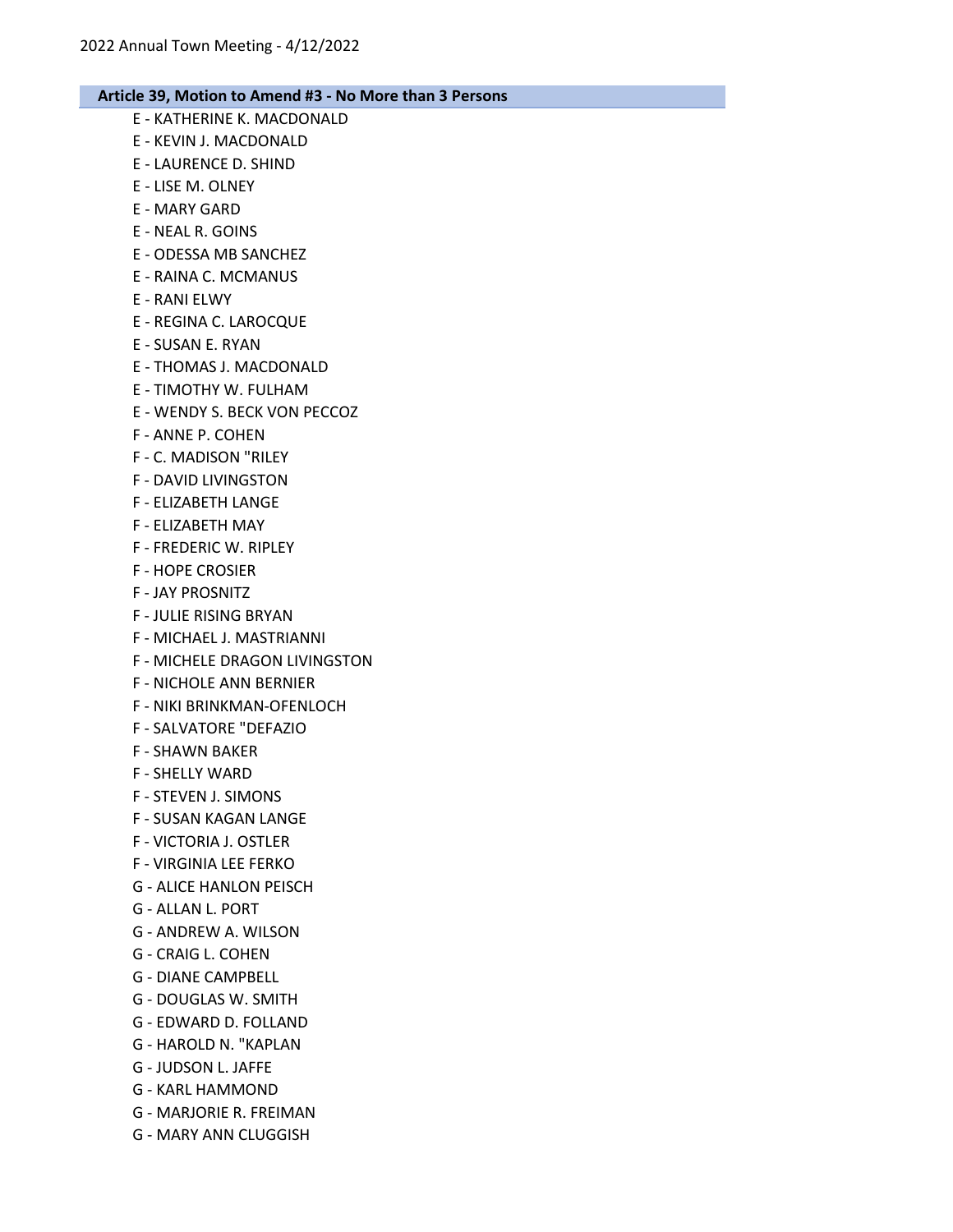## Article 39, Motion to Amend #3 - No More than 3 Persons

E - KATHERINE K. MACDONALD
E - KEVIN J. MACDONALD
E - LAURENCE D. SHIND
E - LISE M. OLNEY
E - MARY GARD
E - NEAL R. GOINS
E - ODESSA MB SANCHEZ
E - RAINA C. MCMANUS
E - RANI ELWY
E - REGINA C. LAROCQUE
E - SUSAN E. RYAN
E - THOMAS J. MACDONALD
E - TIMOTHY W. FULHAM
E - WENDY S. BECK VON PECCOZ
F - ANNE P. COHEN
F - C. MADISON "RILEY
F - DAVID LIVINGSTON
F - ELIZABETH LANGE
F - ELIZABETH MAY
F - FREDERIC W. RIPLEY
F - HOPE CROSIER
F - JAY PROSNITZ
F - JULIE RISING BRYAN
F - MICHAEL J. MASTRIANNI
F - MICHELE DRAGON LIVINGSTON
F - NICHOLE ANN BERNIER
F - NIKI BRINKMAN-OFENLOCH
F - SALVATORE "DEFAZIO
F - SHAWN BAKER
F - SHELLY WARD
F - STEVEN J. SIMONS
F - SUSAN KAGAN LANGE
F - VICTORIA J. OSTLER
F - VIRGINIA LEE FERKO
G - ALICE HANLON PEISCH
G - ALLAN L. PORT
G - ANDREW A. WILSON
G - CRAIG L. COHEN
G - DIANE CAMPBELL
G - DOUGLAS W. SMITH
G - EDWARD D. FOLLAND
G - HAROLD N. "KAPLAN
G - JUDSON L. JAFFE
G - KARL HAMMOND
G - MARJORIE R. FREIMAN
G - MARY ANN CLUGGISH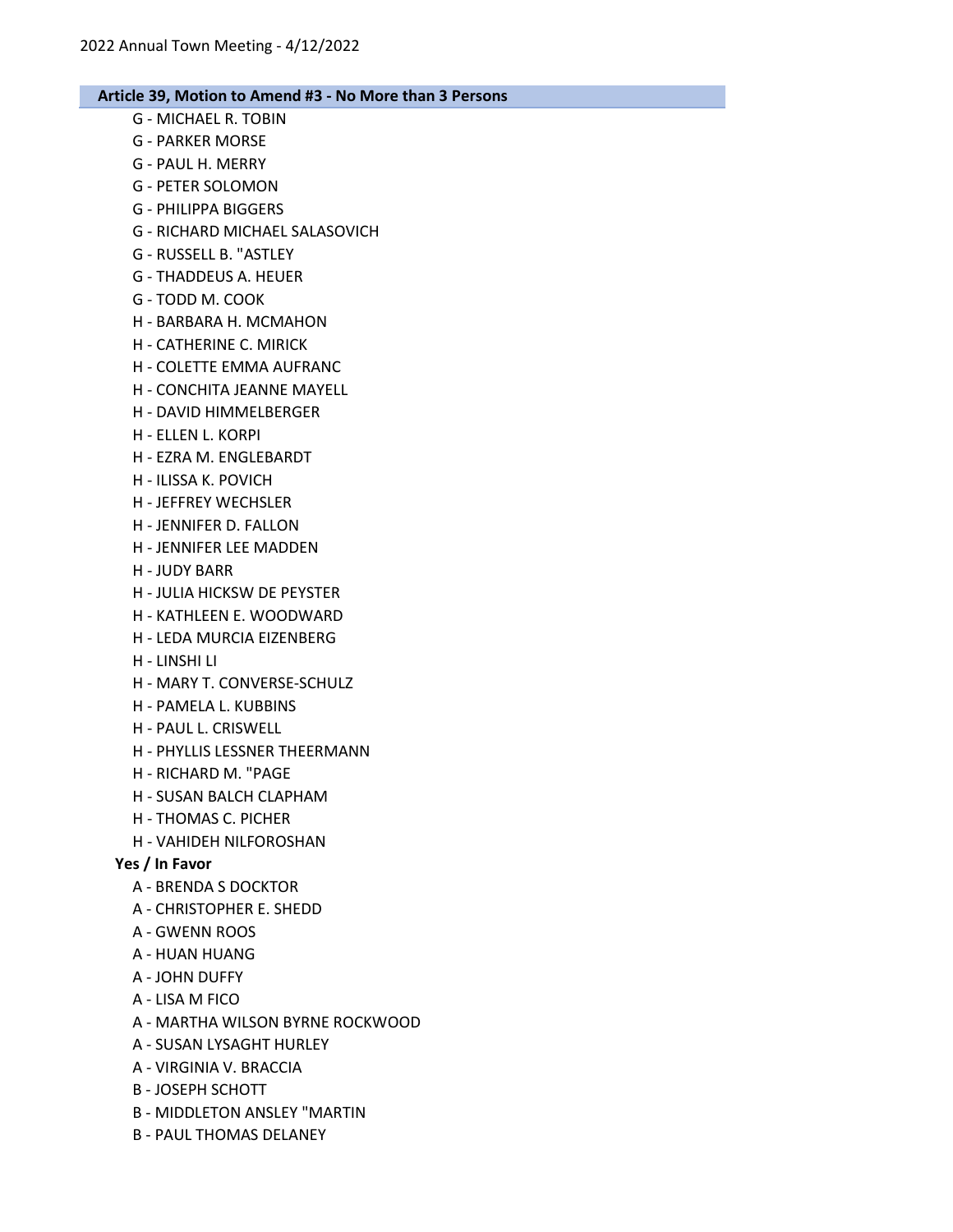## Article 39, Motion to Amend #3 - No More than 3 Persons

- G - MICHAEL R. TOBIN
- G - PARKER MORSE
- G - PAUL H. MERRY
- G - PETER SOLOMON
- G - PHILIPPA BIGGERS
- G - RICHARD MICHAEL SALASOVICH
- G - RUSSELL B. "ASTLEY
- G - THADDEUS A. HEUER
- G - TODD M. COOK
- H - BARBARA H. MCMAHON
- H - CATHERINE C. MIRICK
- H - COLETTE EMMA AUFRANC
- H - CONCHITA JEANNE MAYELL
- H - DAVID HIMMELBERGER
- H - ELLEN L. KORPI
- H - EZRA M. ENGLEBARDT
- H - ILISSA K. POVICH
- H - JEFFREY WECHSLER
- H - JENNIFER D. FALLON
- H - JENNIFER LEE MADDEN
- H - JUDY BARR
- H - JULIA HICKSW DE PEYSTER
- H - KATHLEEN E. WOODWARD
- H - LEDA MURCIA EIZENBERG
- H - LINSHI LI
- H - MARY T. CONVERSE-SCHULZ
- H - PAMELA L. KUBBINS
- H - PAUL L. CRISWELL
- H - PHYLLIS LESSNER THEERMANN
- H - RICHARD M. "PAGE
- H - SUSAN BALCH CLAPHAM
- H - THOMAS C. PICHER
- H - VAHIDEH NILFOROSHAN

**Yes / In Favor**

- A - BRENDA S DOCKTOR
- A - CHRISTOPHER E. SHEDD
- A - GWENN ROOS
- A - HUAN HUANG
- A - JOHN DUFFY
- A - LISA M FICO
- A - MARTHA WILSON BYRNE ROCKWOOD
- A - SUSAN LYSAGHT HURLEY
- A - VIRGINIA V. BRACCIA
- B - JOSEPH SCHOTT
- B - MIDDLETON ANSLEY "MARTIN
- B - PAUL THOMAS DELANEY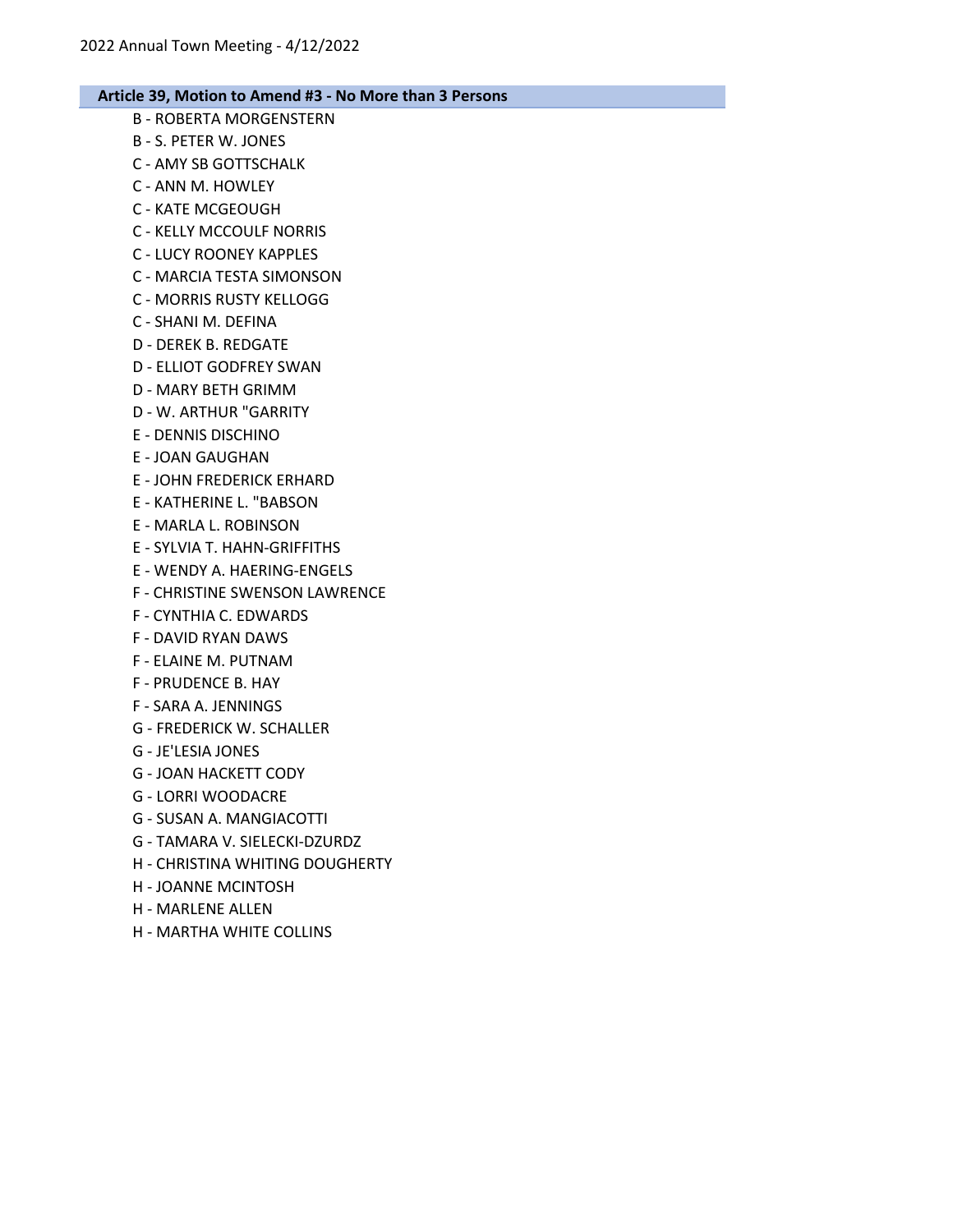## Article 39, Motion to Amend #3 - No More than 3 Persons

B - ROBERTA MORGENSTERN
B - S. PETER W. JONES
C - AMY SB GOTTSCHALK
C - ANN M. HOWLEY
C - KATE MCGEOUGH
C - KELLY MCCOULF NORRIS
C - LUCY ROONEY KAPPLES
C - MARCIA TESTA SIMONSON
C - MORRIS RUSTY KELLOGG
C - SHANI M. DEFINA
D - DEREK B. REDGATE
D - ELLIOT GODFREY SWAN
D - MARY BETH GRIMM
D - W. ARTHUR "GARRITY
E - DENNIS DISCHINO
E - JOAN GAUGHAN
E - JOHN FREDERICK ERHARD
E - KATHERINE L. "BABSON
E - MARLA L. ROBINSON
E - SYLVIA T. HAHN-GRIFFITHS
E - WENDY A. HAERING-ENGELS
F - CHRISTINE SWENSON LAWRENCE
F - CYNTHIA C. EDWARDS
F - DAVID RYAN DAWS
F - ELAINE M. PUTNAM
F - PRUDENCE B. HAY
F - SARA A. JENNINGS
G - FREDERICK W. SCHALLER
G - JE'LESIA JONES
G - JOAN HACKETT CODY
G - LORRI WOODACRE
G - SUSAN A. MANGIACOTTI
G - TAMARA V. SIELECKI-DZURDZ
H - CHRISTINA WHITING DOUGHERTY
H - JOANNE MCINTOSH
H - MARLENE ALLEN
H - MARTHA WHITE COLLINS